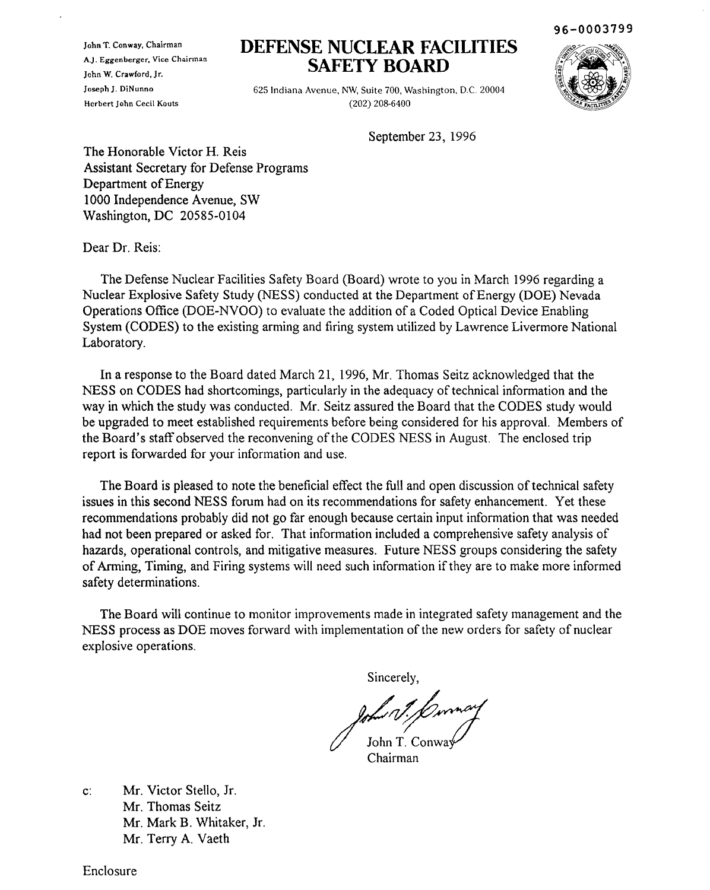96-0003799

John T. Conway, Chairman
A.J. Eggenberger, Vice Chairman
John W. Crawford, Jr.
Joseph J. DiNunno
Herbert John Cecil Kouts

# DEFENSE NUCLEAR FACILITIES SAFETY BOARD

625 Indiana Avenue, NW, Suite 700, Washington, D.C. 20004
(202) 208-6400

September 23, 1996

The Honorable Victor H. Reis
Assistant Secretary for Defense Programs
Department of Energy
1000 Independence Avenue, SW
Washington, DC 20585-0104

Dear Dr. Reis:

The Defense Nuclear Facilities Safety Board (Board) wrote to you in March 1996 regarding a Nuclear Explosive Safety Study (NESS) conducted at the Department of Energy (DOE) Nevada Operations Office (DOE-NVOO) to evaluate the addition of a Coded Optical Device Enabling System (CODES) to the existing arming and firing system utilized by Lawrence Livermore National Laboratory.

In a response to the Board dated March 21, 1996, Mr. Thomas Seitz acknowledged that the NESS on CODES had shortcomings, particularly in the adequacy of technical information and the way in which the study was conducted. Mr. Seitz assured the Board that the CODES study would be upgraded to meet established requirements before being considered for his approval. Members of the Board's staff observed the reconvening of the CODES NESS in August. The enclosed trip report is forwarded for your information and use.

The Board is pleased to note the beneficial effect the full and open discussion of technical safety issues in this second NESS forum had on its recommendations for safety enhancement. Yet these recommendations probably did not go far enough because certain input information that was needed had not been prepared or asked for. That information included a comprehensive safety analysis of hazards, operational controls, and mitigative measures. Future NESS groups considering the safety of Arming, Timing, and Firing systems will need such information if they are to make more informed safety determinations.

The Board will continue to monitor improvements made in integrated safety management and the NESS process as DOE moves forward with implementation of the new orders for safety of nuclear explosive operations.

Sincerely,

John T. Conway
Chairman

c: Mr. Victor Stello, Jr.
Mr. Thomas Seitz
Mr. Mark B. Whitaker, Jr.
Mr. Terry A. Vaeth

Enclosure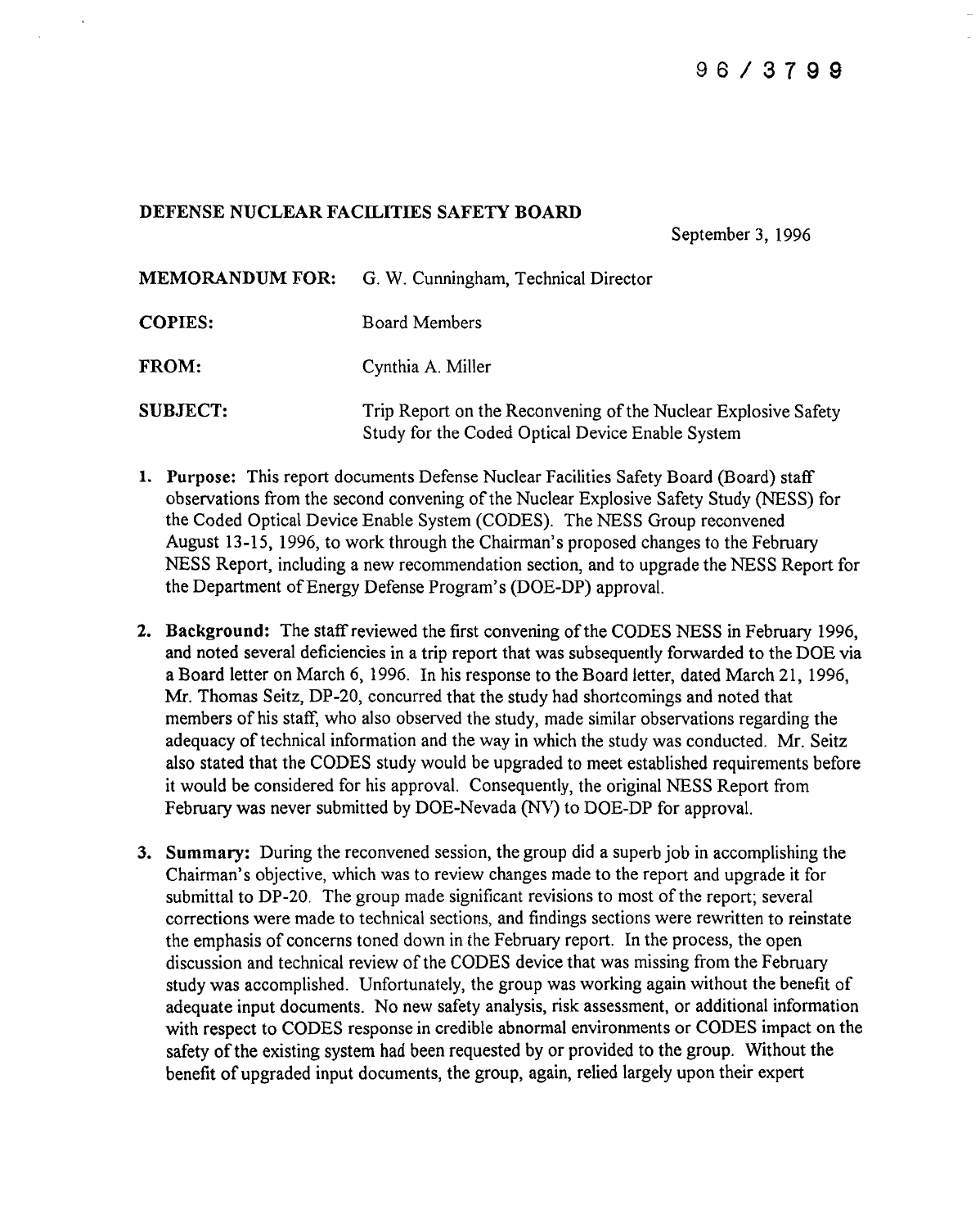96 / 3799

**DEFENSE NUCLEAR FACILITIES SAFETY BOARD**

September 3, 1996

**MEMORANDUM FOR:** G. W. Cunningham, Technical Director

**COPIES:** Board Members

**FROM:** Cynthia A. Miller

**SUBJECT:** Trip Report on the Reconvening of the Nuclear Explosive Safety Study for the Coded Optical Device Enable System

1. **Purpose:** This report documents Defense Nuclear Facilities Safety Board (Board) staff observations from the second convening of the Nuclear Explosive Safety Study (NESS) for the Coded Optical Device Enable System (CODES). The NESS Group reconvened August 13-15, 1996, to work through the Chairman's proposed changes to the February NESS Report, including a new recommendation section, and to upgrade the NESS Report for the Department of Energy Defense Program's (DOE-DP) approval.

2. **Background:** The staff reviewed the first convening of the CODES NESS in February 1996, and noted several deficiencies in a trip report that was subsequently forwarded to the DOE via a Board letter on March 6, 1996. In his response to the Board letter, dated March 21, 1996, Mr. Thomas Seitz, DP-20, concurred that the study had shortcomings and noted that members of his staff, who also observed the study, made similar observations regarding the adequacy of technical information and the way in which the study was conducted. Mr. Seitz also stated that the CODES study would be upgraded to meet established requirements before it would be considered for his approval. Consequently, the original NESS Report from February was never submitted by DOE-Nevada (NV) to DOE-DP for approval.

3. **Summary:** During the reconvened session, the group did a superb job in accomplishing the Chairman's objective, which was to review changes made to the report and upgrade it for submittal to DP-20. The group made significant revisions to most of the report; several corrections were made to technical sections, and findings sections were rewritten to reinstate the emphasis of concerns toned down in the February report. In the process, the open discussion and technical review of the CODES device that was missing from the February study was accomplished. Unfortunately, the group was working again without the benefit of adequate input documents. No new safety analysis, risk assessment, or additional information with respect to CODES response in credible abnormal environments or CODES impact on the safety of the existing system had been requested by or provided to the group. Without the benefit of upgraded input documents, the group, again, relied largely upon their expert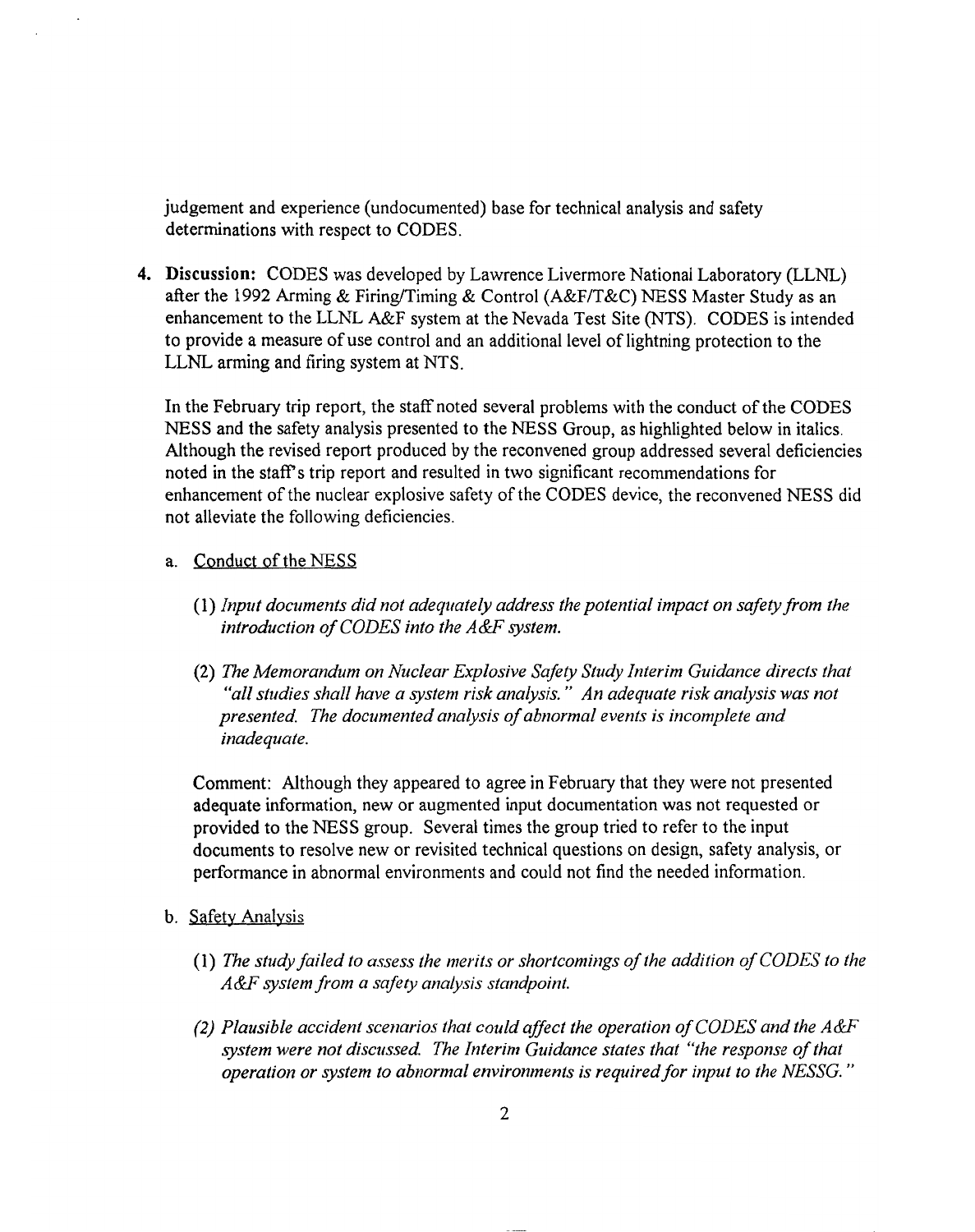judgement and experience (undocumented) base for technical analysis and safety determinations with respect to CODES.

4. **Discussion:** CODES was developed by Lawrence Livermore National Laboratory (LLNL) after the 1992 Arming & Firing/Timing & Control (A&F/T&C) NESS Master Study as an enhancement to the LLNL A&F system at the Nevada Test Site (NTS). CODES is intended to provide a measure of use control and an additional level of lightning protection to the LLNL arming and firing system at NTS.

   In the February trip report, the staff noted several problems with the conduct of the CODES NESS and the safety analysis presented to the NESS Group, as highlighted below in italics. Although the revised report produced by the reconvened group addressed several deficiencies noted in the staff's trip report and resulted in two significant recommendations for enhancement of the nuclear explosive safety of the CODES device, the reconvened NESS did not alleviate the following deficiencies.

   a. Conduct of the NESS

      (1) *Input documents did not adequately address the potential impact on safety from the introduction of CODES into the A&F system.*

      (2) *The Memorandum on Nuclear Explosive Safety Study Interim Guidance directs that "all studies shall have a system risk analysis." An adequate risk analysis was not presented. The documented analysis of abnormal events is incomplete and inadequate.*

      Comment: Although they appeared to agree in February that they were not presented adequate information, new or augmented input documentation was not requested or provided to the NESS group. Several times the group tried to refer to the input documents to resolve new or revisited technical questions on design, safety analysis, or performance in abnormal environments and could not find the needed information.

   b. Safety Analysis

      (1) *The study failed to assess the merits or shortcomings of the addition of CODES to the A&F system from a safety analysis standpoint.*

      (2) *Plausible accident scenarios that could affect the operation of CODES and the A&F system were not discussed. The Interim Guidance states that "the response of that operation or system to abnormal environments is required for input to the NESSG."*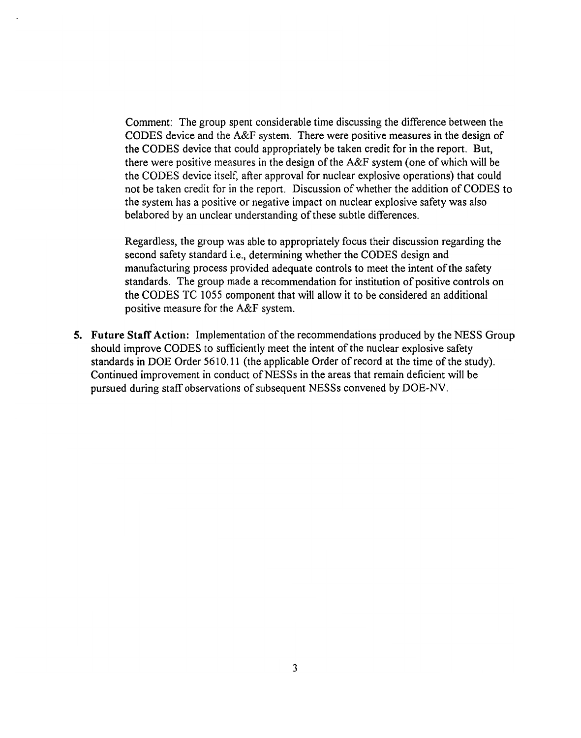Comment: The group spent considerable time discussing the difference between the CODES device and the A&F system. There were positive measures in the design of the CODES device that could appropriately be taken credit for in the report. But, there were positive measures in the design of the A&F system (one of which will be the CODES device itself, after approval for nuclear explosive operations) that could not be taken credit for in the report. Discussion of whether the addition of CODES to the system has a positive or negative impact on nuclear explosive safety was also belabored by an unclear understanding of these subtle differences.

Regardless, the group was able to appropriately focus their discussion regarding the second safety standard i.e., determining whether the CODES design and manufacturing process provided adequate controls to meet the intent of the safety standards. The group made a recommendation for institution of positive controls on the CODES TC 1055 component that will allow it to be considered an additional positive measure for the A&F system.

5. **Future Staff Action:** Implementation of the recommendations produced by the NESS Group should improve CODES to sufficiently meet the intent of the nuclear explosive safety standards in DOE Order 5610.11 (the applicable Order of record at the time of the study). Continued improvement in conduct of NESSs in the areas that remain deficient will be pursued during staff observations of subsequent NESSs convened by DOE-NV.